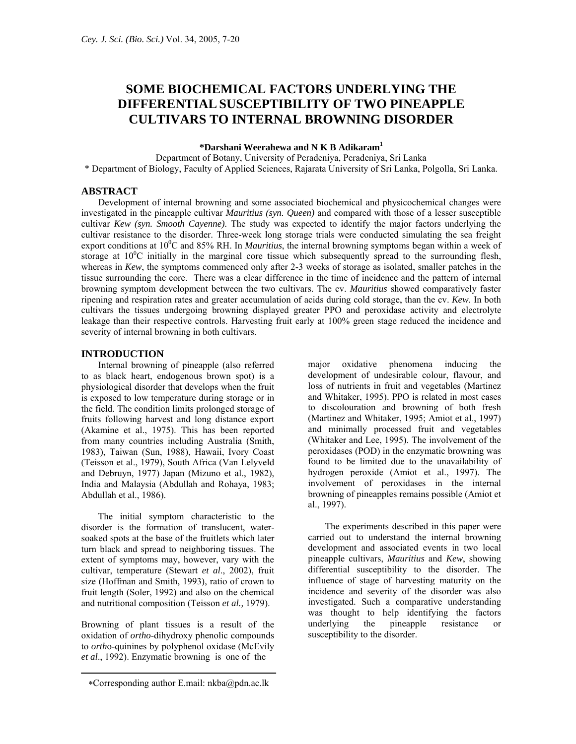# SOME BIOCHEMICAL FACTORS UNDERLYING THE DIFFERENTIAL SUSCEPTIBILITY OF TWO PINEAPPLE CULTIVARS TO INTERNAL BROWNING DISORDER

**\*Darshani Weerahewa and N K B Adikaram[1]**

Department of Botany, University of Peradeniya, Peradeniya, Sri Lanka
\* Department of Biology, Faculty of Applied Sciences, Rajarata University of Sri Lanka, Polgolla, Sri Lanka.

## ABSTRACT

Development of internal browning and some associated biochemical and physicochemical changes were investigated in the pineapple cultivar *Mauritius (syn. Queen)* and compared with those of a lesser susceptible cultivar *Kew (syn. Smooth Cayenne).* The study was expected to identify the major factors underlying the cultivar resistance to the disorder. Three-week long storage trials were conducted simulating the sea freight export conditions at $10^0$C and 85% RH. In *Mauritius*, the internal browning symptoms began within a week of storage at $10^0$C initially in the marginal core tissue which subsequently spread to the surrounding flesh, whereas in *Kew*, the symptoms commenced only after 2-3 weeks of storage as isolated, smaller patches in the tissue surrounding the core. There was a clear difference in the time of incidence and the pattern of internal browning symptom development between the two cultivars. The cv. *Mauritius* showed comparatively faster ripening and respiration rates and greater accumulation of acids during cold storage, than the cv. *Kew*. In both cultivars the tissues undergoing browning displayed greater PPO and peroxidase activity and electrolyte leakage than their respective controls. Harvesting fruit early at 100% green stage reduced the incidence and severity of internal browning in both cultivars.

## INTRODUCTION

Internal browning of pineapple (also referred to as black heart, endogenous brown spot) is a physiological disorder that develops when the fruit is exposed to low temperature during storage or in the field. The condition limits prolonged storage of fruits following harvest and long distance export (Akamine et al., 1975). This has been reported from many countries including Australia (Smith, 1983), Taiwan (Sun, 1988), Hawaii, Ivory Coast (Teisson et al., 1979), South Africa (Van Lelyveld and Debruyn, 1977) Japan (Mizuno et al., 1982), India and Malaysia (Abdullah and Rohaya, 1983; Abdullah et al., 1986).

The initial symptom characteristic to the disorder is the formation of translucent, water-soaked spots at the base of the fruitlets which later turn black and spread to neighboring tissues. The extent of symptoms may, however, vary with the cultivar, temperature (Stewart *et al*., 2002), fruit size (Hoffman and Smith, 1993), ratio of crown to fruit length (Soler, 1992) and also on the chemical and nutritional composition (Teisson *et al.,* 1979).

Browning of plant tissues is a result of the oxidation of *ortho*-dihydroxy phenolic compounds to *ortho*-quinines by polyphenol oxidase (McEvily *et al*., 1992). Enzymatic browning is one of the major oxidative phenomena inducing the development of undesirable colour, flavour, and loss of nutrients in fruit and vegetables (Martinez and Whitaker, 1995). PPO is related in most cases to discolouration and browning of both fresh (Martinez and Whitaker, 1995; Amiot et al., 1997) and minimally processed fruit and vegetables (Whitaker and Lee, 1995). The involvement of the peroxidases (POD) in the enzymatic browning was found to be limited due to the unavailability of hydrogen peroxide (Amiot et al., 1997). The involvement of peroxidases in the internal browning of pineapples remains possible (Amiot et al., 1997).

The experiments described in this paper were carried out to understand the internal browning development and associated events in two local pineapple cultivars, *Mauritius* and *Kew*, showing differential susceptibility to the disorder. The influence of stage of harvesting maturity on the incidence and severity of the disorder was also investigated. Such a comparative understanding was thought to help identifying the factors underlying the pineapple resistance or susceptibility to the disorder.

---

∗Corresponding author E.mail: nkba@pdn.ac.lk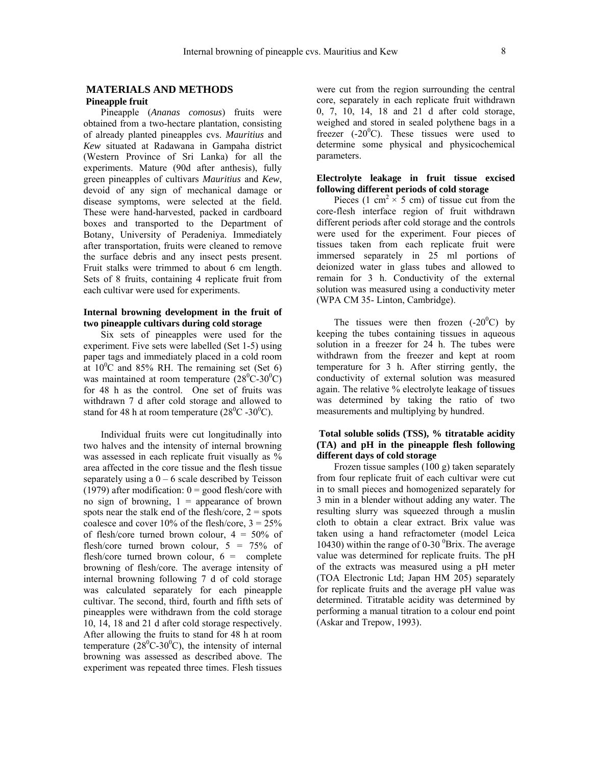## MATERIALS AND METHODS

### Pineapple fruit

Pineapple (*Ananas comosus*) fruits were obtained from a two-hectare plantation, consisting of already planted pineapples cvs. *Mauritius* and *Kew* situated at Radawana in Gampaha district (Western Province of Sri Lanka) for all the experiments. Mature (90d after anthesis), fully green pineapples of cultivars *Mauritius* and *Kew*, devoid of any sign of mechanical damage or disease symptoms, were selected at the field. These were hand-harvested, packed in cardboard boxes and transported to the Department of Botany, University of Peradeniya. Immediately after transportation, fruits were cleaned to remove the surface debris and any insect pests present. Fruit stalks were trimmed to about 6 cm length. Sets of 8 fruits, containing 4 replicate fruit from each cultivar were used for experiments.

### Internal browning development in the fruit of two pineapple cultivars during cold storage

Six sets of pineapples were used for the experiment. Five sets were labelled (Set 1-5) using paper tags and immediately placed in a cold room at $10^0$C and 85% RH. The remaining set (Set 6) was maintained at room temperature ($28^0$C-$30^0$C) for 48 h as the control. One set of fruits was withdrawn 7 d after cold storage and allowed to stand for 48 h at room temperature ($28^0$C -$30^0$C).

Individual fruits were cut longitudinally into two halves and the intensity of internal browning was assessed in each replicate fruit visually as % area affected in the core tissue and the flesh tissue separately using a 0 – 6 scale described by Teisson (1979) after modification: 0 = good flesh/core with no sign of browning, 1 = appearance of brown spots near the stalk end of the flesh/core, 2 = spots coalesce and cover 10% of the flesh/core, 3 = 25% of flesh/core turned brown colour, 4 = 50% of flesh/core turned brown colour, 5 = 75% of flesh/core turned brown colour, 6 = complete browning of flesh/core. The average intensity of internal browning following 7 d of cold storage was calculated separately for each pineapple cultivar. The second, third, fourth and fifth sets of pineapples were withdrawn from the cold storage 10, 14, 18 and 21 d after cold storage respectively. After allowing the fruits to stand for 48 h at room temperature ($28^0$C-$30^0$C), the intensity of internal browning was assessed as described above. The experiment was repeated three times. Flesh tissues were cut from the region surrounding the central core, separately in each replicate fruit withdrawn 0, 7, 10, 14, 18 and 21 d after cold storage, weighed and stored in sealed polythene bags in a freezer (-$20^0$C). These tissues were used to determine some physical and physicochemical parameters.

### Electrolyte leakage in fruit tissue excised following different periods of cold storage

Pieces (1 $cm^2 \times 5$ cm) of tissue cut from the core-flesh interface region of fruit withdrawn different periods after cold storage and the controls were used for the experiment. Four pieces of tissues taken from each replicate fruit were immersed separately in 25 ml portions of deionized water in glass tubes and allowed to remain for 3 h. Conductivity of the external solution was measured using a conductivity meter (WPA CM 35- Linton, Cambridge).

The tissues were then frozen (-$20^0$C) by keeping the tubes containing tissues in aqueous solution in a freezer for 24 h. The tubes were withdrawn from the freezer and kept at room temperature for 3 h. After stirring gently, the conductivity of external solution was measured again. The relative % electrolyte leakage of tissues was determined by taking the ratio of two measurements and multiplying by hundred.

### Total soluble solids (TSS), % titratable acidity (TA) and pH in the pineapple flesh following different days of cold storage

Frozen tissue samples (100 g) taken separately from four replicate fruit of each cultivar were cut in to small pieces and homogenized separately for 3 min in a blender without adding any water. The resulting slurry was squeezed through a muslin cloth to obtain a clear extract. Brix value was taken using a hand refractometer (model Leica 10430) within the range of 0-30 $^0$Brix. The average value was determined for replicate fruits. The pH of the extracts was measured using a pH meter (TOA Electronic Ltd; Japan HM 205) separately for replicate fruits and the average pH value was determined. Titratable acidity was determined by performing a manual titration to a colour end point (Askar and Trepow, 1993).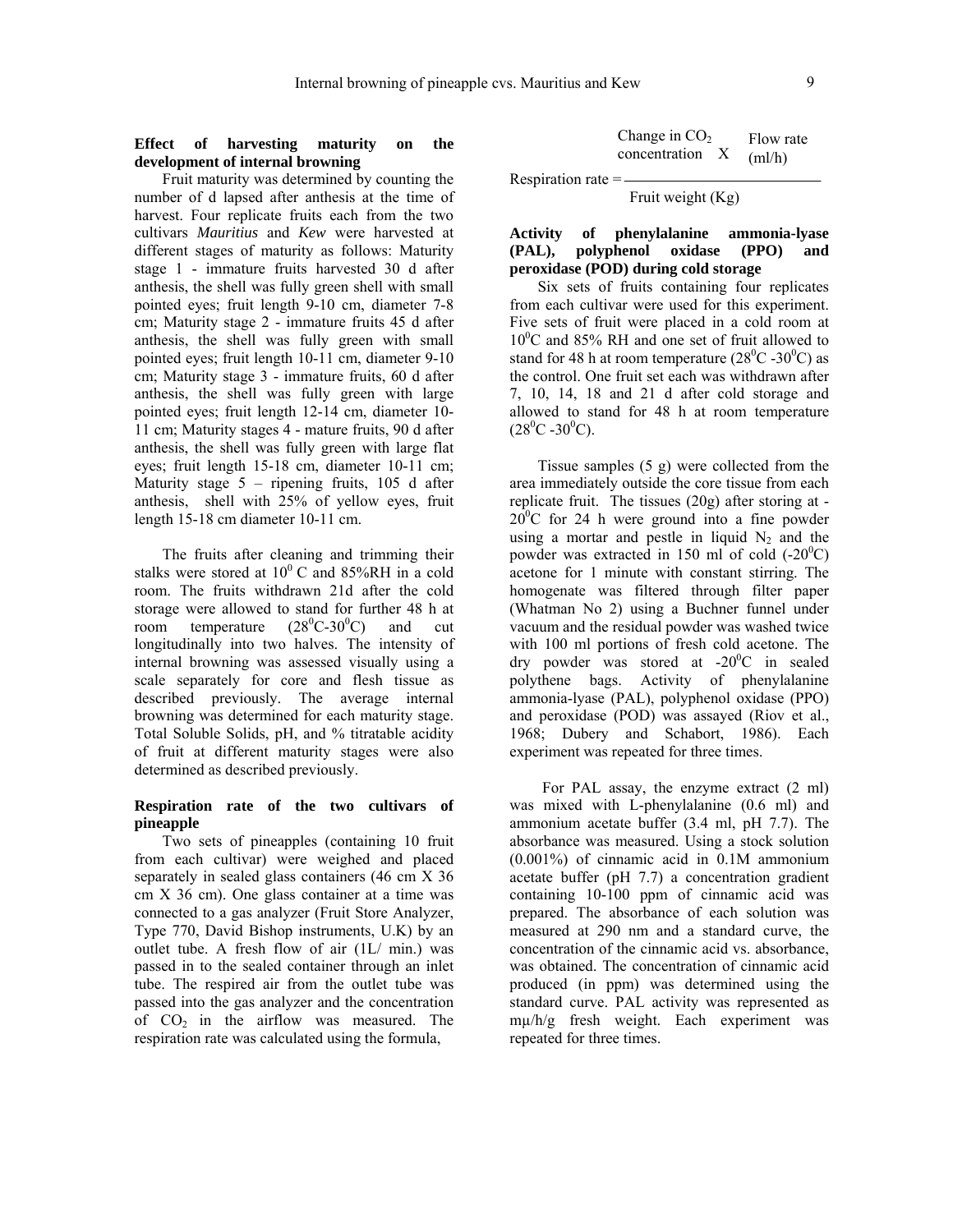### Effect of harvesting maturity on the development of internal browning

Fruit maturity was determined by counting the number of d lapsed after anthesis at the time of harvest. Four replicate fruits each from the two cultivars *Mauritius* and *Kew* were harvested at different stages of maturity as follows: Maturity stage 1 - immature fruits harvested 30 d after anthesis, the shell was fully green shell with small pointed eyes; fruit length 9-10 cm, diameter 7-8 cm; Maturity stage 2 - immature fruits 45 d after anthesis, the shell was fully green with small pointed eyes; fruit length 10-11 cm, diameter 9-10 cm; Maturity stage 3 - immature fruits, 60 d after anthesis, the shell was fully green with large pointed eyes; fruit length 12-14 cm, diameter 10-11 cm; Maturity stages 4 - mature fruits, 90 d after anthesis, the shell was fully green with large flat eyes; fruit length 15-18 cm, diameter 10-11 cm; Maturity stage 5 – ripening fruits, 105 d after anthesis, shell with 25% of yellow eyes, fruit length 15-18 cm diameter 10-11 cm.

The fruits after cleaning and trimming their stalks were stored at $10^0$ C and 85%RH in a cold room. The fruits withdrawn 21d after the cold storage were allowed to stand for further 48 h at room temperature ($28^0$C-$30^0$C) and cut longitudinally into two halves. The intensity of internal browning was assessed visually using a scale separately for core and flesh tissue as described previously. The average internal browning was determined for each maturity stage. Total Soluble Solids, pH, and % titratable acidity of fruit at different maturity stages were also determined as described previously.

### Respiration rate of the two cultivars of pineapple

Two sets of pineapples (containing 10 fruit from each cultivar) were weighed and placed separately in sealed glass containers (46 cm X 36 cm X 36 cm). One glass container at a time was connected to a gas analyzer (Fruit Store Analyzer, Type 770, David Bishop instruments, U.K) by an outlet tube. A fresh flow of air (1L/ min.) was passed in to the sealed container through an inlet tube. The respired air from the outlet tube was passed into the gas analyzer and the concentration of $CO_2$ in the airflow was measured. The respiration rate was calculated using the formula,

$$\text{Respiration rate} = \frac{\text{Change in } CO_2 \text{ concentration} \times \text{Flow rate (ml/h)}}{\text{Fruit weight (Kg)}}$$

### Activity of phenylalanine ammonia-lyase (PAL), polyphenol oxidase (PPO) and peroxidase (POD) during cold storage

Six sets of fruits containing four replicates from each cultivar were used for this experiment. Five sets of fruit were placed in a cold room at $10^0$C and 85% RH and one set of fruit allowed to stand for 48 h at room temperature ($28^0$C -$30^0$C) as the control. One fruit set each was withdrawn after 7, 10, 14, 18 and 21 d after cold storage and allowed to stand for 48 h at room temperature ($28^0$C -$30^0$C).

Tissue samples (5 g) were collected from the area immediately outside the core tissue from each replicate fruit. The tissues (20g) after storing at -$20^0$C for 24 h were ground into a fine powder using a mortar and pestle in liquid $N_2$ and the powder was extracted in 150 ml of cold (-$20^0$C) acetone for 1 minute with constant stirring. The homogenate was filtered through filter paper (Whatman No 2) using a Buchner funnel under vacuum and the residual powder was washed twice with 100 ml portions of fresh cold acetone. The dry powder was stored at -$20^0$C in sealed polythene bags. Activity of phenylalanine ammonia-lyase (PAL), polyphenol oxidase (PPO) and peroxidase (POD) was assayed (Riov et al., 1968; Dubery and Schabort, 1986). Each experiment was repeated for three times.

For PAL assay, the enzyme extract (2 ml) was mixed with L-phenylalanine (0.6 ml) and ammonium acetate buffer (3.4 ml, pH 7.7). The absorbance was measured. Using a stock solution (0.001%) of cinnamic acid in 0.1M ammonium acetate buffer (pH 7.7) a concentration gradient containing 10-100 ppm of cinnamic acid was prepared. The absorbance of each solution was measured at 290 nm and a standard curve, the concentration of the cinnamic acid vs. absorbance, was obtained. The concentration of cinnamic acid produced (in ppm) was determined using the standard curve. PAL activity was represented as mμ/h/g fresh weight. Each experiment was repeated for three times.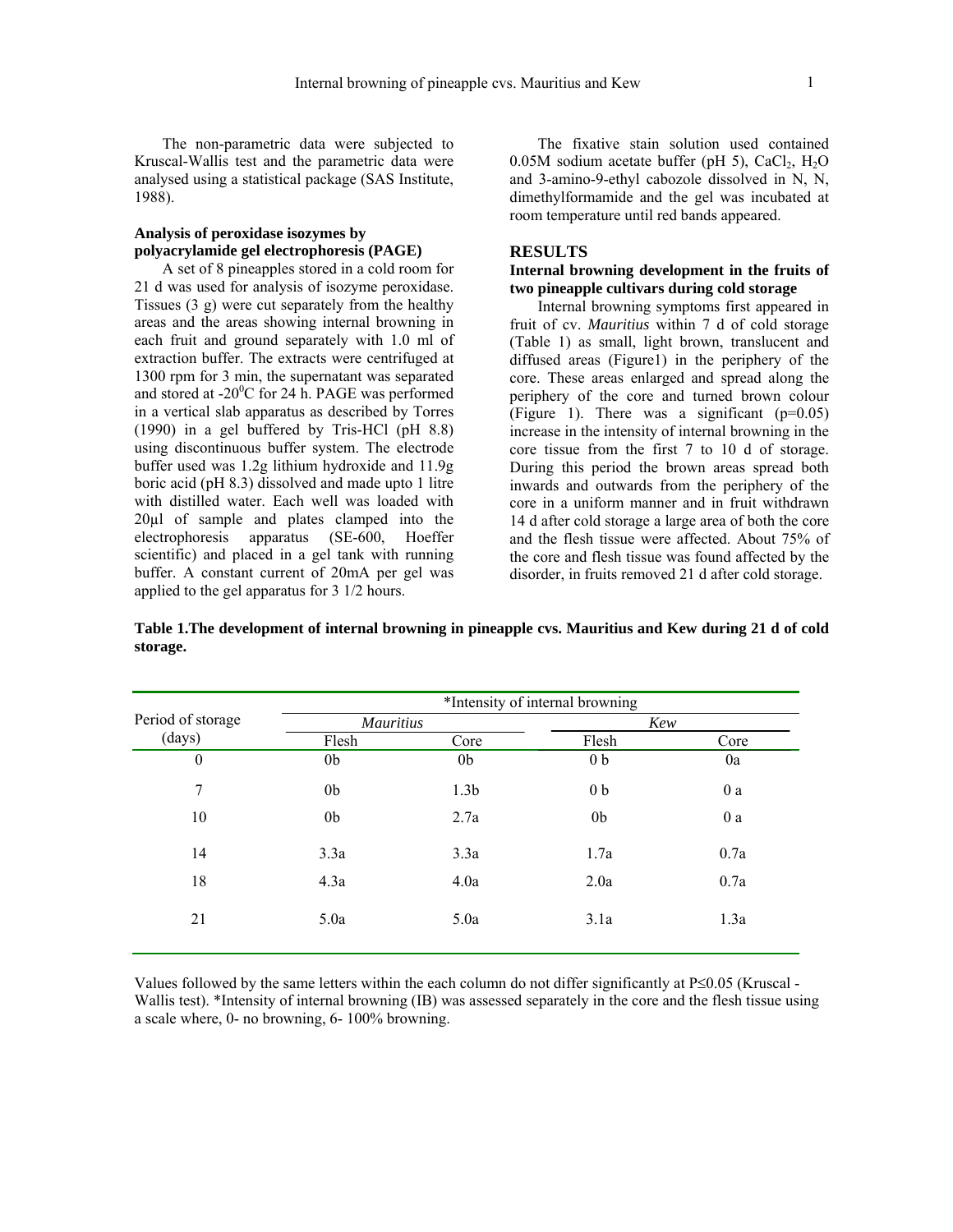The non-parametric data were subjected to Kruscal-Wallis test and the parametric data were analysed using a statistical package (SAS Institute, 1988).

**Analysis of peroxidase isozymes by polyacrylamide gel electrophoresis (PAGE)**

A set of 8 pineapples stored in a cold room for 21 d was used for analysis of isozyme peroxidase. Tissues (3 g) were cut separately from the healthy areas and the areas showing internal browning in each fruit and ground separately with 1.0 ml of extraction buffer. The extracts were centrifuged at 1300 rpm for 3 min, the supernatant was separated and stored at -20$^0$C for 24 h. PAGE was performed in a vertical slab apparatus as described by Torres (1990) in a gel buffered by Tris-HCl (pH 8.8) using discontinuous buffer system. The electrode buffer used was 1.2g lithium hydroxide and 11.9g boric acid (pH 8.3) dissolved and made upto 1 litre with distilled water. Each well was loaded with 20µl of sample and plates clamped into the electrophoresis apparatus (SE-600, Hoeffer scientific) and placed in a gel tank with running buffer. A constant current of 20mA per gel was applied to the gel apparatus for 3 1/2 hours.

The fixative stain solution used contained 0.05M sodium acetate buffer (pH 5), $CaCl_2$, $H_2O$ and 3-amino-9-ethyl cabozole dissolved in N, N, dimethylformamide and the gel was incubated at room temperature until red bands appeared.

## RESULTS

**Internal browning development in the fruits of two pineapple cultivars during cold storage**

Internal browning symptoms first appeared in fruit of cv. *Mauritius* within 7 d of cold storage (Table 1) as small, light brown, translucent and diffused areas (Figure1) in the periphery of the core. These areas enlarged and spread along the periphery of the core and turned brown colour (Figure 1). There was a significant (p=0.05) increase in the intensity of internal browning in the core tissue from the first 7 to 10 d of storage. During this period the brown areas spread both inwards and outwards from the periphery of the core in a uniform manner and in fruit withdrawn 14 d after cold storage a large area of both the core and the flesh tissue were affected. About 75% of the core and flesh tissue was found affected by the disorder, in fruits removed 21 d after cold storage.

**Table 1.The development of internal browning in pineapple cvs. Mauritius and Kew during 21 d of cold storage.**

| Period of storage (days) | *Intensity of internal browning | | | |
|---|---|---|---|---|
| | *Mauritius* | | *Kew* | |
| | Flesh | Core | Flesh | Core |
| 0 | 0b | 0b | 0 b | 0a |
| 7 | 0b | 1.3b | 0 b | 0 a |
| 10 | 0b | 2.7a | 0b | 0 a |
| 14 | 3.3a | 3.3a | 1.7a | 0.7a |
| 18 | 4.3a | 4.0a | 2.0a | 0.7a |
| 21 | 5.0a | 5.0a | 3.1a | 1.3a |

Values followed by the same letters within the each column do not differ significantly at P≤0.05 (Kruscal - Wallis test). *Intensity of internal browning (IB) was assessed separately in the core and the flesh tissue using a scale where, 0- no browning, 6- 100% browning.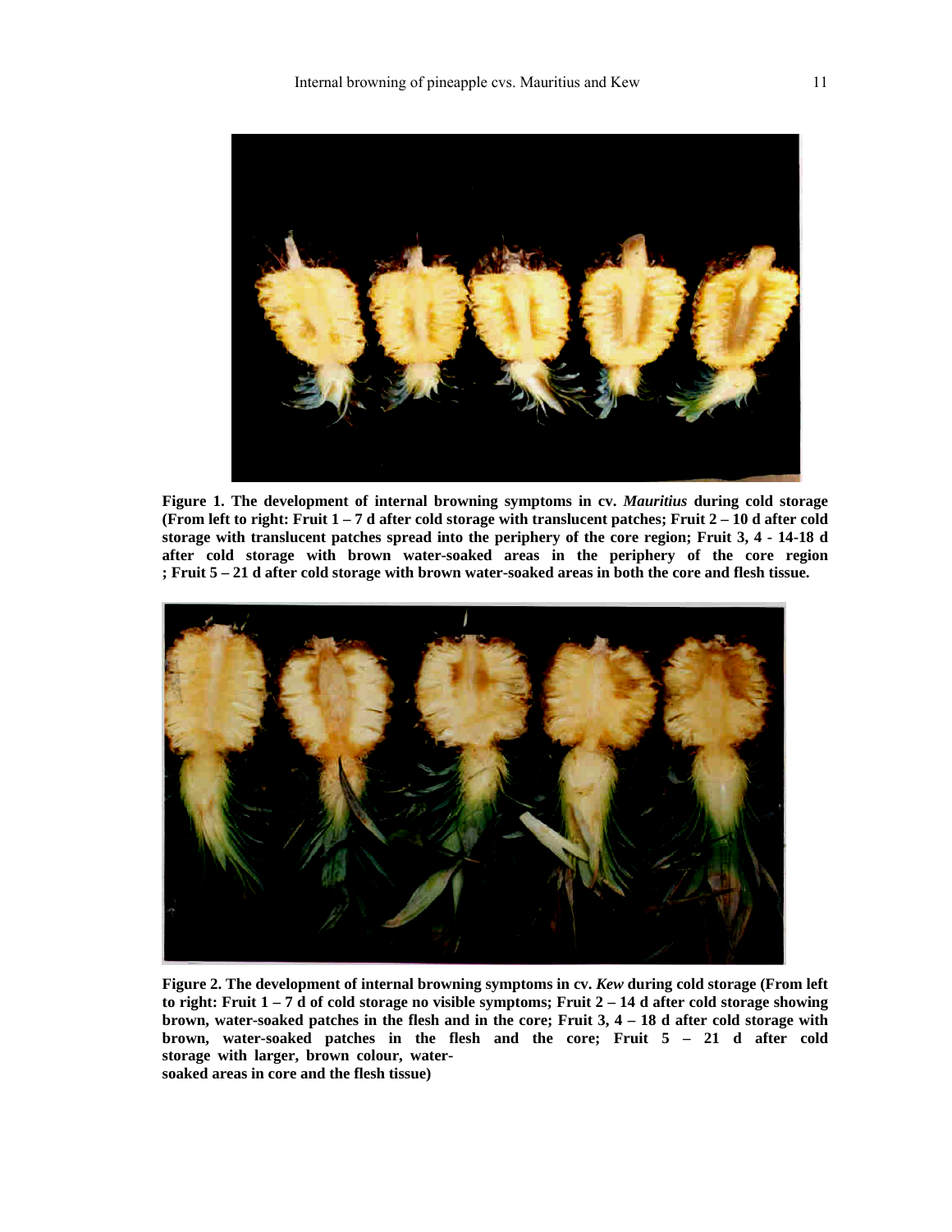**Figure 1. The development of internal browning symptoms in cv. *Mauritius* during cold storage (From left to right: Fruit 1 – 7 d after cold storage with translucent patches; Fruit 2 – 10 d after cold storage with translucent patches spread into the periphery of the core region; Fruit 3, 4 - 14-18 d after cold storage with brown water-soaked areas in the periphery of the core region ; Fruit 5 – 21 d after cold storage with brown water-soaked areas in both the core and flesh tissue.**

**Figure 2. The development of internal browning symptoms in cv. *Kew* during cold storage (From left to right: Fruit 1 – 7 d of cold storage no visible symptoms; Fruit 2 – 14 d after cold storage showing brown, water-soaked patches in the flesh and in the core; Fruit 3, 4 – 18 d after cold storage with brown, water-soaked patches in the flesh and the core; Fruit 5 – 21 d after cold storage with larger, brown colour, water-soaked areas in core and the flesh tissue)**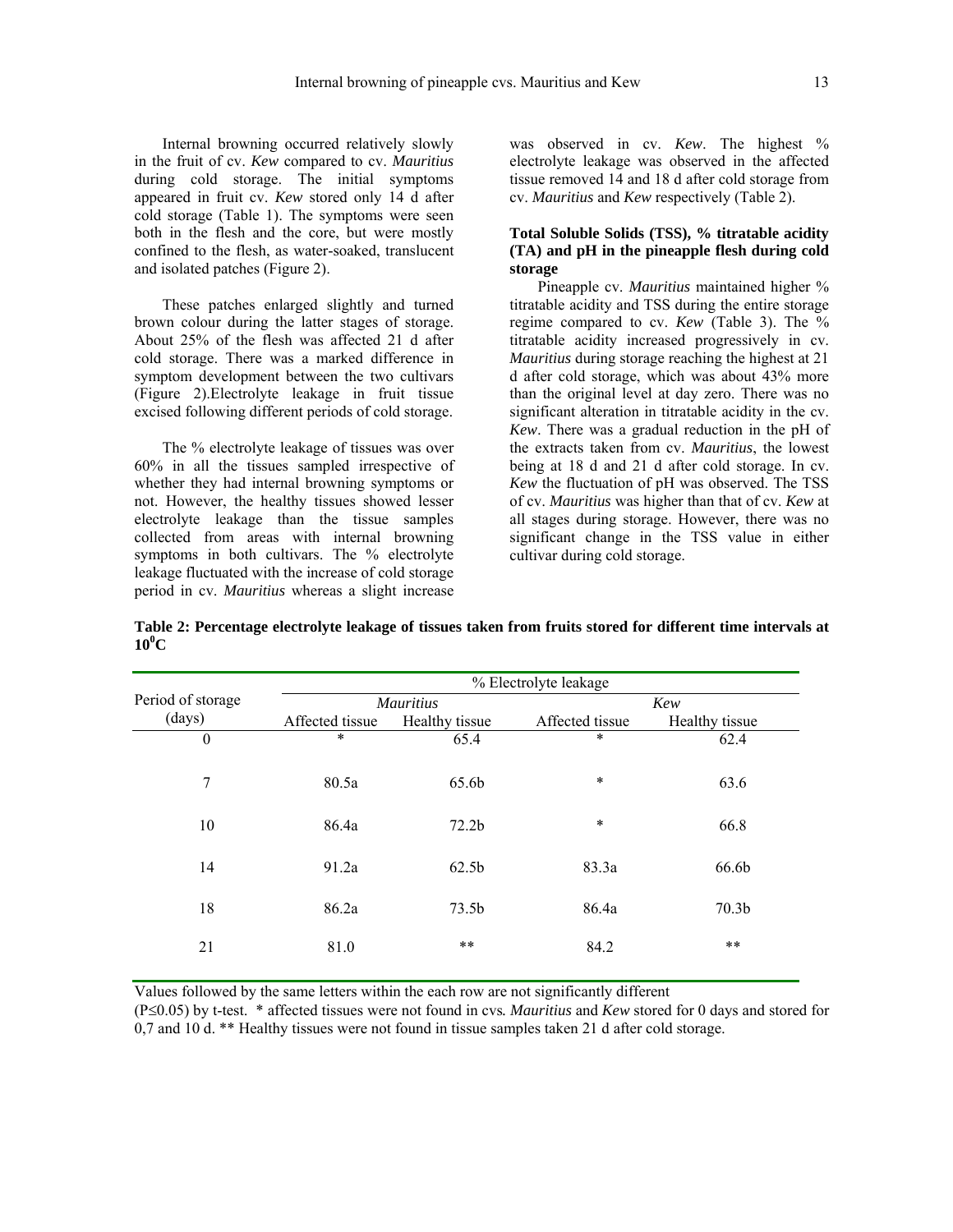Internal browning occurred relatively slowly in the fruit of cv. *Kew* compared to cv. *Mauritius* during cold storage. The initial symptoms appeared in fruit cv. *Kew* stored only 14 d after cold storage (Table 1). The symptoms were seen both in the flesh and the core, but were mostly confined to the flesh, as water-soaked, translucent and isolated patches (Figure 2).

These patches enlarged slightly and turned brown colour during the latter stages of storage. About 25% of the flesh was affected 21 d after cold storage. There was a marked difference in symptom development between the two cultivars (Figure 2).Electrolyte leakage in fruit tissue excised following different periods of cold storage.

The % electrolyte leakage of tissues was over 60% in all the tissues sampled irrespective of whether they had internal browning symptoms or not. However, the healthy tissues showed lesser electrolyte leakage than the tissue samples collected from areas with internal browning symptoms in both cultivars. The % electrolyte leakage fluctuated with the increase of cold storage period in cv. *Mauritius* whereas a slight increase was observed in cv. *Kew*. The highest % electrolyte leakage was observed in the affected tissue removed 14 and 18 d after cold storage from cv. *Mauritius* and *Kew* respectively (Table 2).

**Total Soluble Solids (TSS), % titratable acidity (TA) and pH in the pineapple flesh during cold storage**

Pineapple cv. *Mauritius* maintained higher % titratable acidity and TSS during the entire storage regime compared to cv. *Kew* (Table 3). The % titratable acidity increased progressively in cv. *Mauritius* during storage reaching the highest at 21 d after cold storage, which was about 43% more than the original level at day zero. There was no significant alteration in titratable acidity in the cv. *Kew*. There was a gradual reduction in the pH of the extracts taken from cv. *Mauritius*, the lowest being at 18 d and 21 d after cold storage. In cv. *Kew* the fluctuation of pH was observed. The TSS of cv. *Mauritius* was higher than that of cv. *Kew* at all stages during storage. However, there was no significant change in the TSS value in either cultivar during cold storage.

**Table 2: Percentage electrolyte leakage of tissues taken from fruits stored for different time intervals at $10^0$C**

| Period of storage (days) | % Electrolyte leakage | | | |
|---|---|---|---|---|
| | *Mauritius* | | *Kew* | |
| | Affected tissue | Healthy tissue | Affected tissue | Healthy tissue |
| 0 | * | 65.4 | * | 62.4 |
| 7 | 80.5a | 65.6b | * | 63.6 |
| 10 | 86.4a | 72.2b | * | 66.8 |
| 14 | 91.2a | 62.5b | 83.3a | 66.6b |
| 18 | 86.2a | 73.5b | 86.4a | 70.3b |
| 21 | 81.0 | ** | 84.2 | ** |

Values followed by the same letters within the each row are not significantly different ($P \leq 0.05$) by t-test. * affected tissues were not found in cvs. *Mauritius* and *Kew* stored for 0 days and stored for 0,7 and 10 d. ** Healthy tissues were not found in tissue samples taken 21 d after cold storage.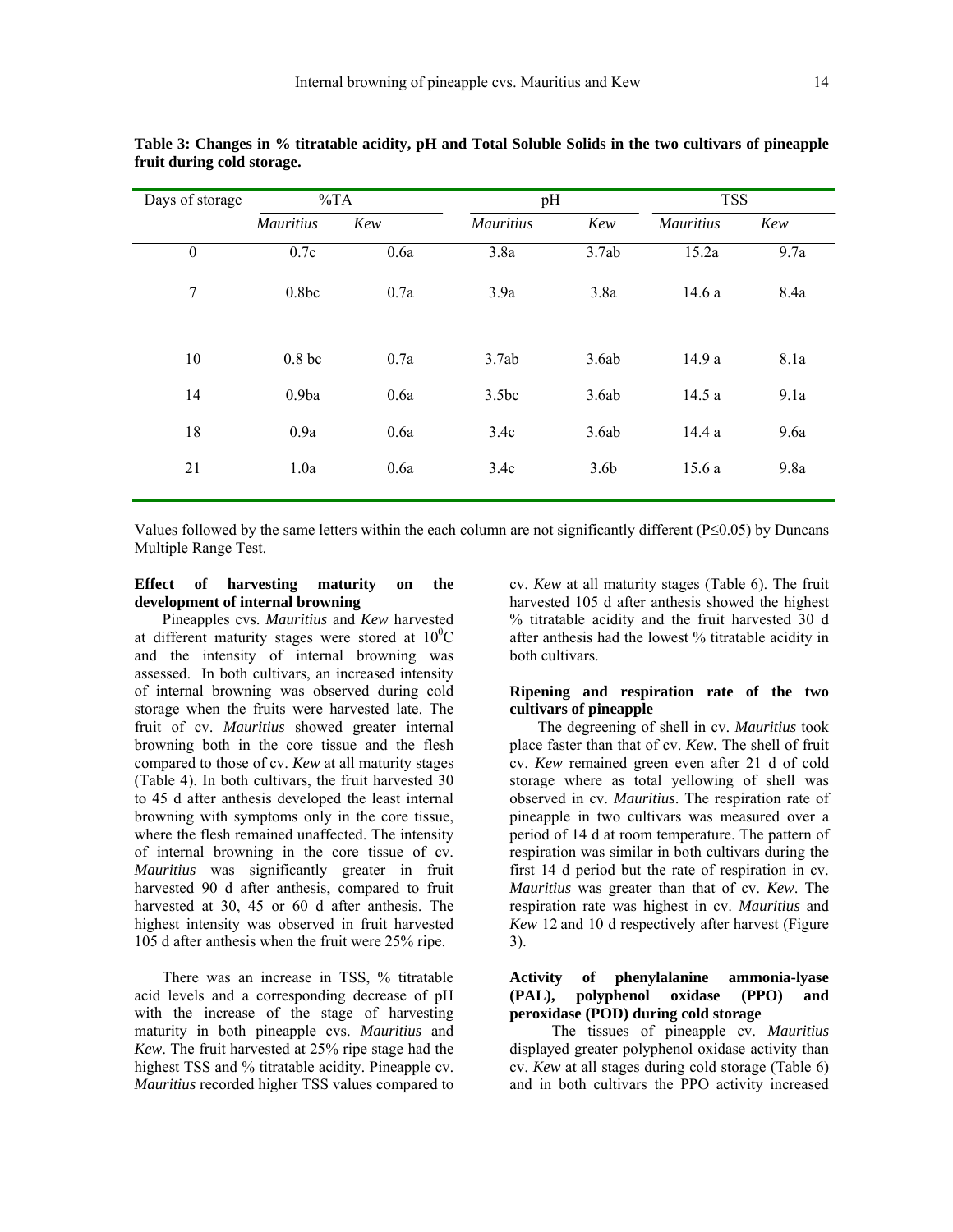**Table 3: Changes in % titratable acidity, pH and Total Soluble Solids in the two cultivars of pineapple fruit during cold storage.**

| Days of storage | %TA | | pH | | TSS | |
|---|---|---|---|---|---|---|
| | *Mauritius* | *Kew* | *Mauritius* | *Kew* | *Mauritius* | *Kew* |
| 0 | 0.7c | 0.6a | 3.8a | 3.7ab | 15.2a | 9.7a |
| 7 | 0.8bc | 0.7a | 3.9a | 3.8a | 14.6 a | 8.4a |
| 10 | 0.8 bc | 0.7a | 3.7ab | 3.6ab | 14.9 a | 8.1a |
| 14 | 0.9ba | 0.6a | 3.5bc | 3.6ab | 14.5 a | 9.1a |
| 18 | 0.9a | 0.6a | 3.4c | 3.6ab | 14.4 a | 9.6a |
| 21 | 1.0a | 0.6a | 3.4c | 3.6b | 15.6 a | 9.8a |

Values followed by the same letters within the each column are not significantly different (P≤0.05) by Duncans Multiple Range Test.

**Effect of harvesting maturity on the development of internal browning**

Pineapples cvs. *Mauritius* and *Kew* harvested at different maturity stages were stored at $10^0$C and the intensity of internal browning was assessed. In both cultivars, an increased intensity of internal browning was observed during cold storage when the fruits were harvested late. The fruit of cv. *Mauritius* showed greater internal browning both in the core tissue and the flesh compared to those of cv. *Kew* at all maturity stages (Table 4). In both cultivars, the fruit harvested 30 to 45 d after anthesis developed the least internal browning with symptoms only in the core tissue, where the flesh remained unaffected. The intensity of internal browning in the core tissue of cv. *Mauritius* was significantly greater in fruit harvested 90 d after anthesis, compared to fruit harvested at 30, 45 or 60 d after anthesis. The highest intensity was observed in fruit harvested 105 d after anthesis when the fruit were 25% ripe.

There was an increase in TSS, % titratable acid levels and a corresponding decrease of pH with the increase of the stage of harvesting maturity in both pineapple cvs. *Mauritius* and *Kew*. The fruit harvested at 25% ripe stage had the highest TSS and % titratable acidity. Pineapple cv. *Mauritius* recorded higher TSS values compared to cv. *Kew* at all maturity stages (Table 6). The fruit harvested 105 d after anthesis showed the highest % titratable acidity and the fruit harvested 30 d after anthesis had the lowest % titratable acidity in both cultivars.

**Ripening and respiration rate of the two cultivars of pineapple**

The degreening of shell in cv. *Mauritius* took place faster than that of cv. *Kew*. The shell of fruit cv. *Kew* remained green even after 21 d of cold storage where as total yellowing of shell was observed in cv. *Mauritius*. The respiration rate of pineapple in two cultivars was measured over a period of 14 d at room temperature. The pattern of respiration was similar in both cultivars during the first 14 d period but the rate of respiration in cv. *Mauritius* was greater than that of cv. *Kew*. The respiration rate was highest in cv. *Mauritius* and *Kew* 12 and 10 d respectively after harvest (Figure 3).

**Activity of phenylalanine ammonia-lyase (PAL), polyphenol oxidase (PPO) and peroxidase (POD) during cold storage**

The tissues of pineapple cv. *Mauritius* displayed greater polyphenol oxidase activity than cv. *Kew* at all stages during cold storage (Table 6) and in both cultivars the PPO activity increased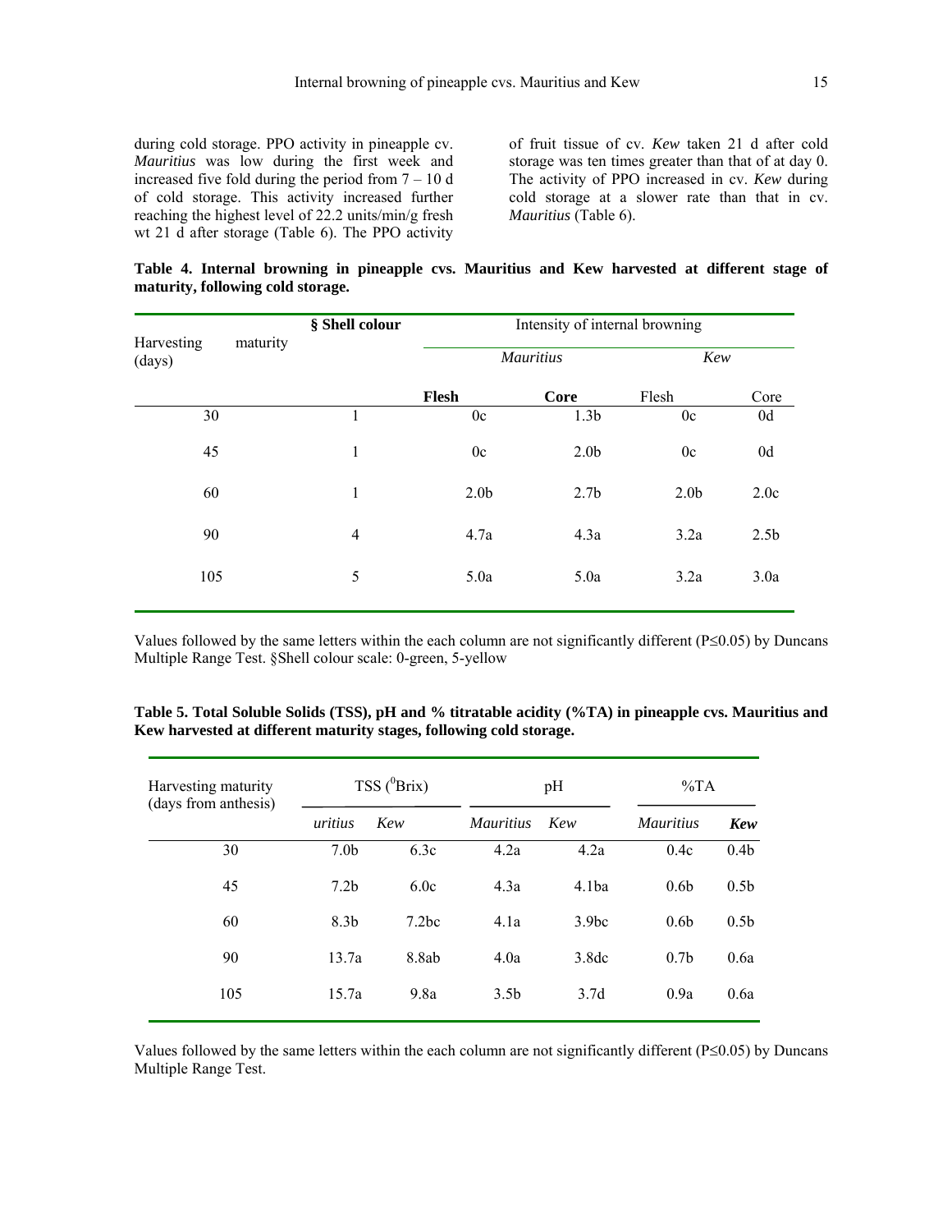during cold storage. PPO activity in pineapple cv. *Mauritius* was low during the first week and increased five fold during the period from 7 – 10 d of cold storage. This activity increased further reaching the highest level of 22.2 units/min/g fresh wt 21 d after storage (Table 6). The PPO activity of fruit tissue of cv. *Kew* taken 21 d after cold storage was ten times greater than that of at day 0. The activity of PPO increased in cv. *Kew* during cold storage at a slower rate than that in cv. *Mauritius* (Table 6).

**Table 4. Internal browning in pineapple cvs. Mauritius and Kew harvested at different stage of maturity, following cold storage.**

| Harvesting maturity (days) | § Shell colour | Intensity of internal browning | | | |
|---|---|---|---|---|---|
| | | *Mauritius* | | *Kew* | |
| | | **Flesh** | **Core** | Flesh | Core |
| 30 | 1 | 0c | 1.3b | 0c | 0d |
| 45 | 1 | 0c | 2.0b | 0c | 0d |
| 60 | 1 | 2.0b | 2.7b | 2.0b | 2.0c |
| 90 | 4 | 4.7a | 4.3a | 3.2a | 2.5b |
| 105 | 5 | 5.0a | 5.0a | 3.2a | 3.0a |

Values followed by the same letters within the each column are not significantly different (P≤0.05) by Duncans Multiple Range Test. §Shell colour scale: 0-green, 5-yellow

**Table 5. Total Soluble Solids (TSS), pH and % titratable acidity (%TA) in pineapple cvs. Mauritius and Kew harvested at different maturity stages, following cold storage.**

| Harvesting maturity (days from anthesis) | TSS ($^0$Brix) | | pH | | %TA | |
|---|---|---|---|---|---|---|
| | *uritius* | *Kew* | *Mauritius* | *Kew* | *Mauritius* | ***Kew*** |
| 30 | 7.0b | 6.3c | 4.2a | 4.2a | 0.4c | 0.4b |
| 45 | 7.2b | 6.0c | 4.3a | 4.1ba | 0.6b | 0.5b |
| 60 | 8.3b | 7.2bc | 4.1a | 3.9bc | 0.6b | 0.5b |
| 90 | 13.7a | 8.8ab | 4.0a | 3.8dc | 0.7b | 0.6a |
| 105 | 15.7a | 9.8a | 3.5b | 3.7d | 0.9a | 0.6a |

Values followed by the same letters within the each column are not significantly different (P≤0.05) by Duncans Multiple Range Test.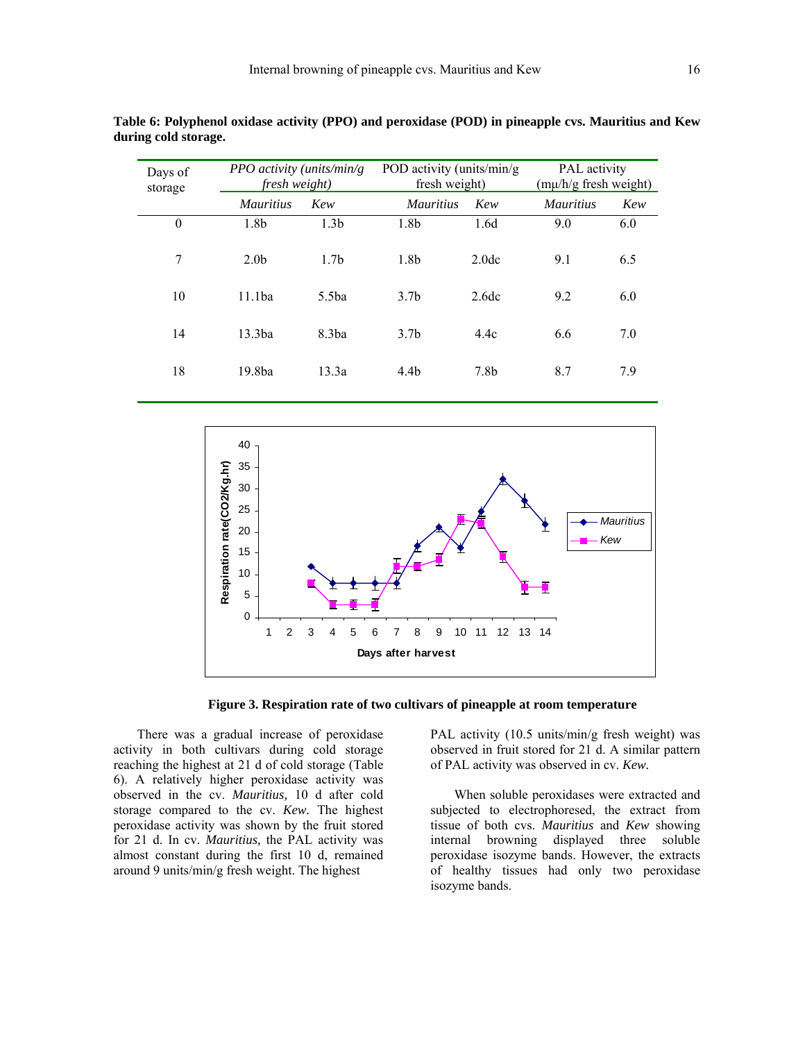**Table 6: Polyphenol oxidase activity (PPO) and peroxidase (POD) in pineapple cvs. Mauritius and Kew during cold storage.**

| Days of storage | *PPO activity (units/min/g fresh weight)* | | POD activity (units/min/g fresh weight) | | PAL activity (mμ/h/g fresh weight) | |
|---|---|---|---|---|---|---|
| | *Mauritius* | *Kew* | *Mauritius* | *Kew* | *Mauritius* | *Kew* |
| 0 | 1.8b | 1.3b | 1.8b | 1.6d | 9.0 | 6.0 |
| 7 | 2.0b | 1.7b | 1.8b | 2.0dc | 9.1 | 6.5 |
| 10 | 11.1ba | 5.5ba | 3.7b | 2.6dc | 9.2 | 6.0 |
| 14 | 13.3ba | 8.3ba | 3.7b | 4.4c | 6.6 | 7.0 |
| 18 | 19.8ba | 13.3a | 4.4b | 7.8b | 8.7 | 7.9 |

**Figure 3. Respiration rate of two cultivars of pineapple at room temperature**

There was a gradual increase of peroxidase activity in both cultivars during cold storage reaching the highest at 21 d of cold storage (Table 6). A relatively higher peroxidase activity was observed in the cv. *Mauritius,* 10 d after cold storage compared to the cv. *Kew.* The highest peroxidase activity was shown by the fruit stored for 21 d. In cv. *Mauritius,* the PAL activity was almost constant during the first 10 d, remained around 9 units/min/g fresh weight. The highest PAL activity (10.5 units/min/g fresh weight) was observed in fruit stored for 21 d. A similar pattern of PAL activity was observed in cv. *Kew.*

When soluble peroxidases were extracted and subjected to electrophoresed, the extract from tissue of both cvs. *Mauritius* and *Kew* showing internal browning displayed three soluble peroxidase isozyme bands. However, the extracts of healthy tissues had only two peroxidase isozyme bands.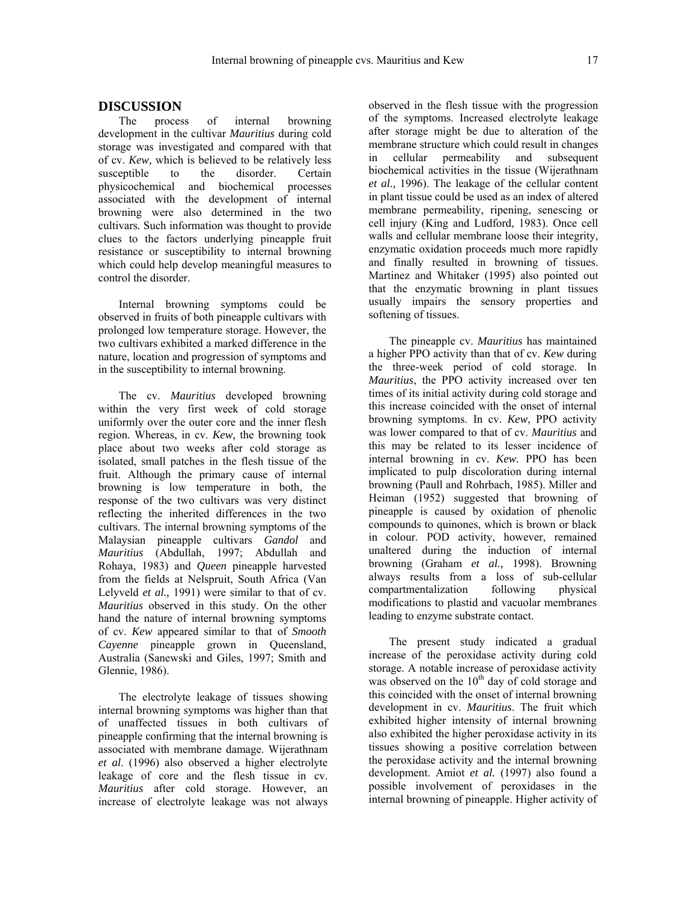## DISCUSSION

The process of internal browning development in the cultivar *Mauritius* during cold storage was investigated and compared with that of cv. *Kew,* which is believed to be relatively less susceptible to the disorder. Certain physicochemical and biochemical processes associated with the development of internal browning were also determined in the two cultivars*.* Such information was thought to provide clues to the factors underlying pineapple fruit resistance or susceptibility to internal browning which could help develop meaningful measures to control the disorder.

Internal browning symptoms could be observed in fruits of both pineapple cultivars with prolonged low temperature storage. However, the two cultivars exhibited a marked difference in the nature, location and progression of symptoms and in the susceptibility to internal browning.

The cv. *Mauritius* developed browning within the very first week of cold storage uniformly over the outer core and the inner flesh region. Whereas, in cv. *Kew,* the browning took place about two weeks after cold storage as isolated, small patches in the flesh tissue of the fruit. Although the primary cause of internal browning is low temperature in both, the response of the two cultivars was very distinct reflecting the inherited differences in the two cultivars. The internal browning symptoms of the Malaysian pineapple cultivars *Gandol* and *Mauritius* (Abdullah, 1997; Abdullah and Rohaya, 1983) and *Queen* pineapple harvested from the fields at Nelspruit, South Africa (Van Lelyveld *et al.,* 1991) were similar to that of cv. *Mauritius* observed in this study. On the other hand the nature of internal browning symptoms of cv. *Kew* appeared similar to that of *Smooth Cayenne* pineapple grown in Queensland, Australia (Sanewski and Giles, 1997; Smith and Glennie, 1986).

The electrolyte leakage of tissues showing internal browning symptoms was higher than that of unaffected tissues in both cultivars of pineapple confirming that the internal browning is associated with membrane damage. Wijerathnam *et al*. (1996) also observed a higher electrolyte leakage of core and the flesh tissue in cv. *Mauritius* after cold storage. However, an increase of electrolyte leakage was not always observed in the flesh tissue with the progression of the symptoms. Increased electrolyte leakage after storage might be due to alteration of the membrane structure which could result in changes in cellular permeability and subsequent biochemical activities in the tissue (Wijerathnam *et al.,* 1996). The leakage of the cellular content in plant tissue could be used as an index of altered membrane permeability, ripening, senescing or cell injury (King and Ludford, 1983). Once cell walls and cellular membrane loose their integrity, enzymatic oxidation proceeds much more rapidly and finally resulted in browning of tissues. Martinez and Whitaker (1995) also pointed out that the enzymatic browning in plant tissues usually impairs the sensory properties and softening of tissues.

The pineapple cv. *Mauritius* has maintained a higher PPO activity than that of cv. *Kew* during the three-week period of cold storage. In *Mauritius*, the PPO activity increased over ten times of its initial activity during cold storage and this increase coincided with the onset of internal browning symptoms. In cv. *Kew*, PPO activity was lower compared to that of cv. *Mauritius* and this may be related to its lesser incidence of internal browning in cv. *Kew.* PPO has been implicated to pulp discoloration during internal browning (Paull and Rohrbach, 1985). Miller and Heiman (1952) suggested that browning of pineapple is caused by oxidation of phenolic compounds to quinones, which is brown or black in colour. POD activity, however, remained unaltered during the induction of internal browning (Graham *et al.,* 1998). Browning always results from a loss of sub-cellular compartmentalization following physical modifications to plastid and vacuolar membranes leading to enzyme substrate contact.

The present study indicated a gradual increase of the peroxidase activity during cold storage. A notable increase of peroxidase activity was observed on the 10$^{th}$ day of cold storage and this coincided with the onset of internal browning development in cv. *Mauritius*. The fruit which exhibited higher intensity of internal browning also exhibited the higher peroxidase activity in its tissues showing a positive correlation between the peroxidase activity and the internal browning development. Amiot *et al.* (1997) also found a possible involvement of peroxidases in the internal browning of pineapple. Higher activity of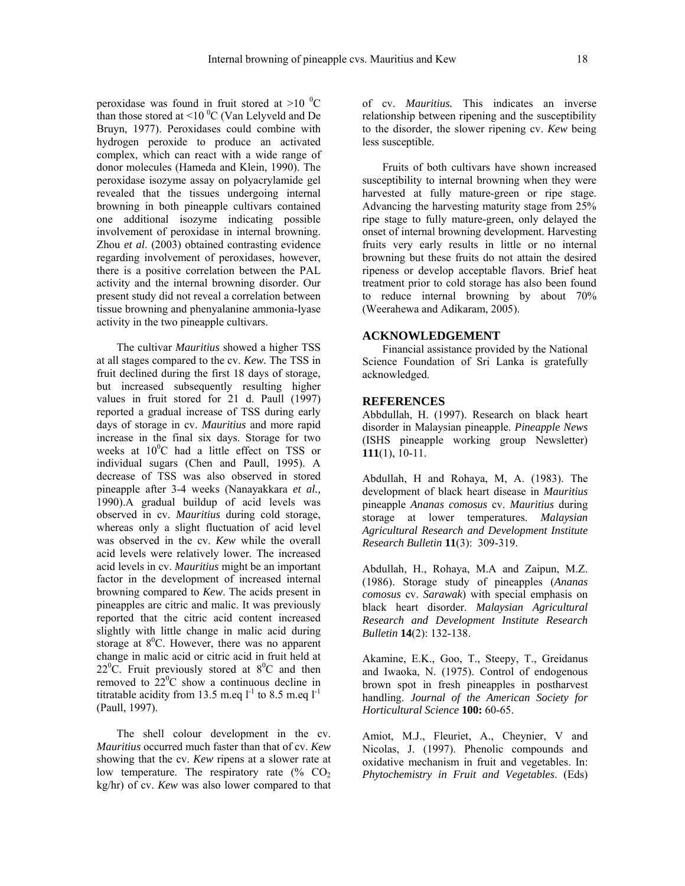peroxidase was found in fruit stored at >10 $^0$C than those stored at <10 $^0$C (Van Lelyveld and De Bruyn, 1977). Peroxidases could combine with hydrogen peroxide to produce an activated complex, which can react with a wide range of donor molecules (Hameda and Klein, 1990). The peroxidase isozyme assay on polyacrylamide gel revealed that the tissues undergoing internal browning in both pineapple cultivars contained one additional isozyme indicating possible involvement of peroxidase in internal browning. Zhou *et al*. (2003) obtained contrasting evidence regarding involvement of peroxidases, however, there is a positive correlation between the PAL activity and the internal browning disorder. Our present study did not reveal a correlation between tissue browning and phenyalanine ammonia-lyase activity in the two pineapple cultivars.

The cultivar *Mauritius* showed a higher TSS at all stages compared to the cv. *Kew.* The TSS in fruit declined during the first 18 days of storage, but increased subsequently resulting higher values in fruit stored for 21 d. Paull (1997) reported a gradual increase of TSS during early days of storage in cv. *Mauritius* and more rapid increase in the final six days. Storage for two weeks at 10$^0$C had a little effect on TSS or individual sugars (Chen and Paull, 1995). A decrease of TSS was also observed in stored pineapple after 3-4 weeks (Nanayakkara *et al.,* 1990).A gradual buildup of acid levels was observed in cv. *Mauritius* during cold storage, whereas only a slight fluctuation of acid level was observed in the cv. *Kew* while the overall acid levels were relatively lower*.* The increased acid levels in cv. *Mauritius* might be an important factor in the development of increased internal browning compared to *Kew*. The acids present in pineapples are citric and malic. It was previously reported that the citric acid content increased slightly with little change in malic acid during storage at 8$^0$C. However, there was no apparent change in malic acid or citric acid in fruit held at 22$^0$C. Fruit previously stored at 8$^0$C and then removed to 22$^0$C show a continuous decline in titratable acidity from 13.5 m.eq $l^{-1}$ to 8.5 m.eq $l^{-1}$ (Paull, 1997).

The shell colour development in the cv. *Mauritius* occurred much faster than that of cv. *Kew* showing that the cv. *Kew* ripens at a slower rate at low temperature. The respiratory rate (% $CO_2$ kg/hr) of cv. *Kew* was also lower compared to that of cv. *Mauritius.* This indicates an inverse relationship between ripening and the susceptibility to the disorder, the slower ripening cv. *Kew* being less susceptible.

Fruits of both cultivars have shown increased susceptibility to internal browning when they were harvested at fully mature-green or ripe stage. Advancing the harvesting maturity stage from 25% ripe stage to fully mature-green, only delayed the onset of internal browning development. Harvesting fruits very early results in little or no internal browning but these fruits do not attain the desired ripeness or develop acceptable flavors. Brief heat treatment prior to cold storage has also been found to reduce internal browning by about 70% (Weerahewa and Adikaram, 2005).

## ACKNOWLEDGEMENT

Financial assistance provided by the National Science Foundation of Sri Lanka is gratefully acknowledged.

## REFERENCES

Abbdullah, H. (1997). Research on black heart disorder in Malaysian pineapple. *Pineapple News* (ISHS pineapple working group Newsletter) **111**(1), 10-11.

Abdullah, H and Rohaya, M, A. (1983). The development of black heart disease in *Mauritius* pineapple *Ananas comosus* cv. *Mauritius* during storage at lower temperatures. *Malaysian Agricultural Research and Development Institute Research Bulletin* **11**(3): 309-319.

Abdullah, H., Rohaya, M.A and Zaipun, M.Z. (1986). Storage study of pineapples (*Ananas comosus* cv. *Sarawak*) with special emphasis on black heart disorder. *Malaysian Agricultural Research and Development Institute Research Bulletin* **14**(2): 132-138.

Akamine, E.K., Goo, T., Steepy, T., Greidanus and Iwaoka, N. (1975). Control of endogenous brown spot in fresh pineapples in postharvest handling. *Journal of the American Society for Horticultural Science* **100:** 60-65.

Amiot, M.J., Fleuriet, A., Cheynier, V and Nicolas, J. (1997). Phenolic compounds and oxidative mechanism in fruit and vegetables. In: *Phytochemistry in Fruit and Vegetables*. (Eds)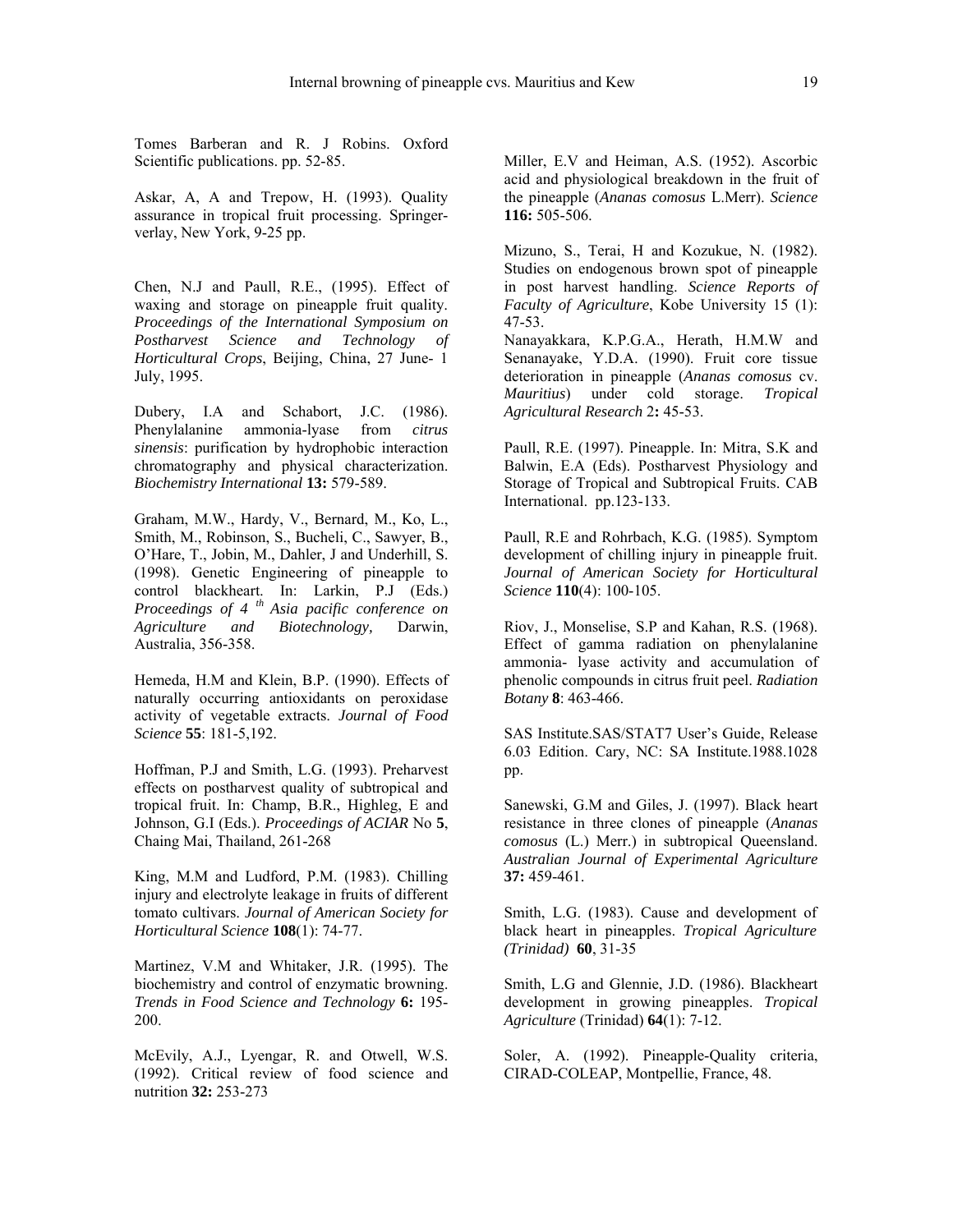Tomes Barberan and R. J Robins. Oxford Scientific publications. pp. 52-85.

Askar, A, A and Trepow, H. (1993). Quality assurance in tropical fruit processing. Springer-verlay, New York, 9-25 pp.

Chen, N.J and Paull, R.E., (1995). Effect of waxing and storage on pineapple fruit quality. *Proceedings of the International Symposium on Postharvest Science and Technology of Horticultural Crops*, Beijing, China, 27 June- 1 July, 1995.

Dubery, I.A and Schabort, J.C. (1986). Phenylalanine ammonia-lyase from *citrus sinensis*: purification by hydrophobic interaction chromatography and physical characterization. *Biochemistry International* **13:** 579-589.

Graham, M.W., Hardy, V., Bernard, M., Ko, L., Smith, M., Robinson, S., Bucheli, C., Sawyer, B., O'Hare, T., Jobin, M., Dahler, J and Underhill, S. (1998). Genetic Engineering of pineapple to control blackheart. In: Larkin, P.J (Eds.) *Proceedings of 4 th Asia pacific conference on Agriculture and Biotechnology,* Darwin, Australia, 356-358.

Hemeda, H.M and Klein, B.P. (1990). Effects of naturally occurring antioxidants on peroxidase activity of vegetable extracts. *Journal of Food Science* **55**: 181-5,192.

Hoffman, P.J and Smith, L.G. (1993). Preharvest effects on postharvest quality of subtropical and tropical fruit. In: Champ, B.R., Highleg, E and Johnson, G.I (Eds.). *Proceedings of ACIAR* No **5**, Chaing Mai, Thailand, 261-268

King, M.M and Ludford, P.M. (1983). Chilling injury and electrolyte leakage in fruits of different tomato cultivars. *Journal of American Society for Horticultural Science* **108**(1): 74-77.

Martinez, V.M and Whitaker, J.R. (1995). The biochemistry and control of enzymatic browning. *Trends in Food Science and Technology* **6:** 195-200.

McEvily, A.J., Lyengar, R. and Otwell, W.S. (1992). Critical review of food science and nutrition **32:** 253-273

Miller, E.V and Heiman, A.S. (1952). Ascorbic acid and physiological breakdown in the fruit of the pineapple (*Ananas comosus* L.Merr). *Science* **116:** 505-506.

Mizuno, S., Terai, H and Kozukue, N. (1982). Studies on endogenous brown spot of pineapple in post harvest handling. *Science Reports of Faculty of Agriculture*, Kobe University 15 (1): 47-53.

Nanayakkara, K.P.G.A., Herath, H.M.W and Senanayake, Y.D.A. (1990). Fruit core tissue deterioration in pineapple (*Ananas comosus* cv. *Mauritius*) under cold storage. *Tropical Agricultural Research* 2**:** 45-53.

Paull, R.E. (1997). Pineapple. In: Mitra, S.K and Balwin, E.A (Eds). Postharvest Physiology and Storage of Tropical and Subtropical Fruits. CAB International. pp.123-133.

Paull, R.E and Rohrbach, K.G. (1985). Symptom development of chilling injury in pineapple fruit. *Journal of American Society for Horticultural Science* **110**(4): 100-105.

Riov, J., Monselise, S.P and Kahan, R.S. (1968). Effect of gamma radiation on phenylalanine ammonia- lyase activity and accumulation of phenolic compounds in citrus fruit peel. *Radiation Botany* **8**: 463-466.

SAS Institute.SAS/STAT7 User's Guide, Release 6.03 Edition. Cary, NC: SA Institute.1988.1028 pp.

Sanewski, G.M and Giles, J. (1997). Black heart resistance in three clones of pineapple (*Ananas comosus* (L.) Merr.) in subtropical Queensland. *Australian Journal of Experimental Agriculture* **37:** 459-461.

Smith, L.G. (1983). Cause and development of black heart in pineapples. *Tropical Agriculture (Trinidad)* **60**, 31-35

Smith, L.G and Glennie, J.D. (1986). Blackheart development in growing pineapples. *Tropical Agriculture* (Trinidad) **64**(1): 7-12.

Soler, A. (1992). Pineapple-Quality criteria, CIRAD-COLEAP, Montpellie, France, 48.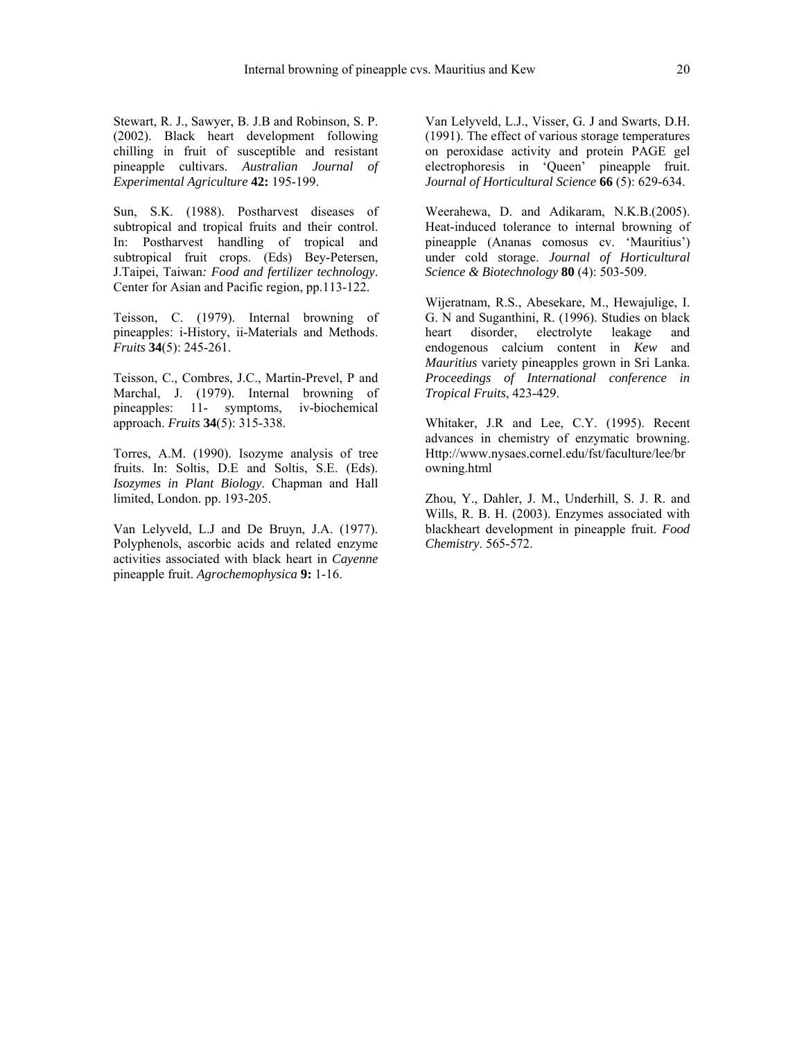Stewart, R. J., Sawyer, B. J.B and Robinson, S. P. (2002). Black heart development following chilling in fruit of susceptible and resistant pineapple cultivars. *Australian Journal of Experimental Agriculture* **42:** 195-199.

Sun, S.K. (1988). Postharvest diseases of subtropical and tropical fruits and their control. In: Postharvest handling of tropical and subtropical fruit crops. (Eds) Bey-Petersen, J.Taipei, Taiwan*: Food and fertilizer technology*. Center for Asian and Pacific region, pp.113-122.

Teisson, C. (1979). Internal browning of pineapples: i-History, ii-Materials and Methods. *Fruits* **34**(5): 245-261.

Teisson, C., Combres, J.C., Martin-Prevel, P and Marchal, J. (1979). Internal browning of pineapples: 11- symptoms, iv-biochemical approach. *Fruits* **34**(5): 315-338.

Torres, A.M. (1990). Isozyme analysis of tree fruits. In: Soltis, D.E and Soltis, S.E. (Eds). *Isozymes in Plant Biology*. Chapman and Hall limited, London. pp. 193-205.

Van Lelyveld, L.J and De Bruyn, J.A. (1977). Polyphenols, ascorbic acids and related enzyme activities associated with black heart in *Cayenne* pineapple fruit. *Agrochemophysica* **9:** 1-16.

Van Lelyveld, L.J., Visser, G. J and Swarts, D.H. (1991). The effect of various storage temperatures on peroxidase activity and protein PAGE gel electrophoresis in 'Queen' pineapple fruit. *Journal of Horticultural Science* **66** (5): 629-634.

Weerahewa, D. and Adikaram, N.K.B.(2005). Heat-induced tolerance to internal browning of pineapple (Ananas comosus cv. 'Mauritius') under cold storage. *Journal of Horticultural Science & Biotechnology* **80** (4): 503-509.

Wijeratnam, R.S., Abesekare, M., Hewajulige, I. G. N and Suganthini, R. (1996). Studies on black heart disorder, electrolyte leakage and endogenous calcium content in *Kew* and *Mauritius* variety pineapples grown in Sri Lanka. *Proceedings of International conference in Tropical Fruits*, 423-429.

Whitaker, J.R and Lee, C.Y. (1995). Recent advances in chemistry of enzymatic browning. Http://www.nysaes.cornel.edu/fst/faculture/lee/browning.html

Zhou, Y., Dahler, J. M., Underhill, S. J. R. and Wills, R. B. H. (2003). Enzymes associated with blackheart development in pineapple fruit. *Food Chemistry*. 565-572.